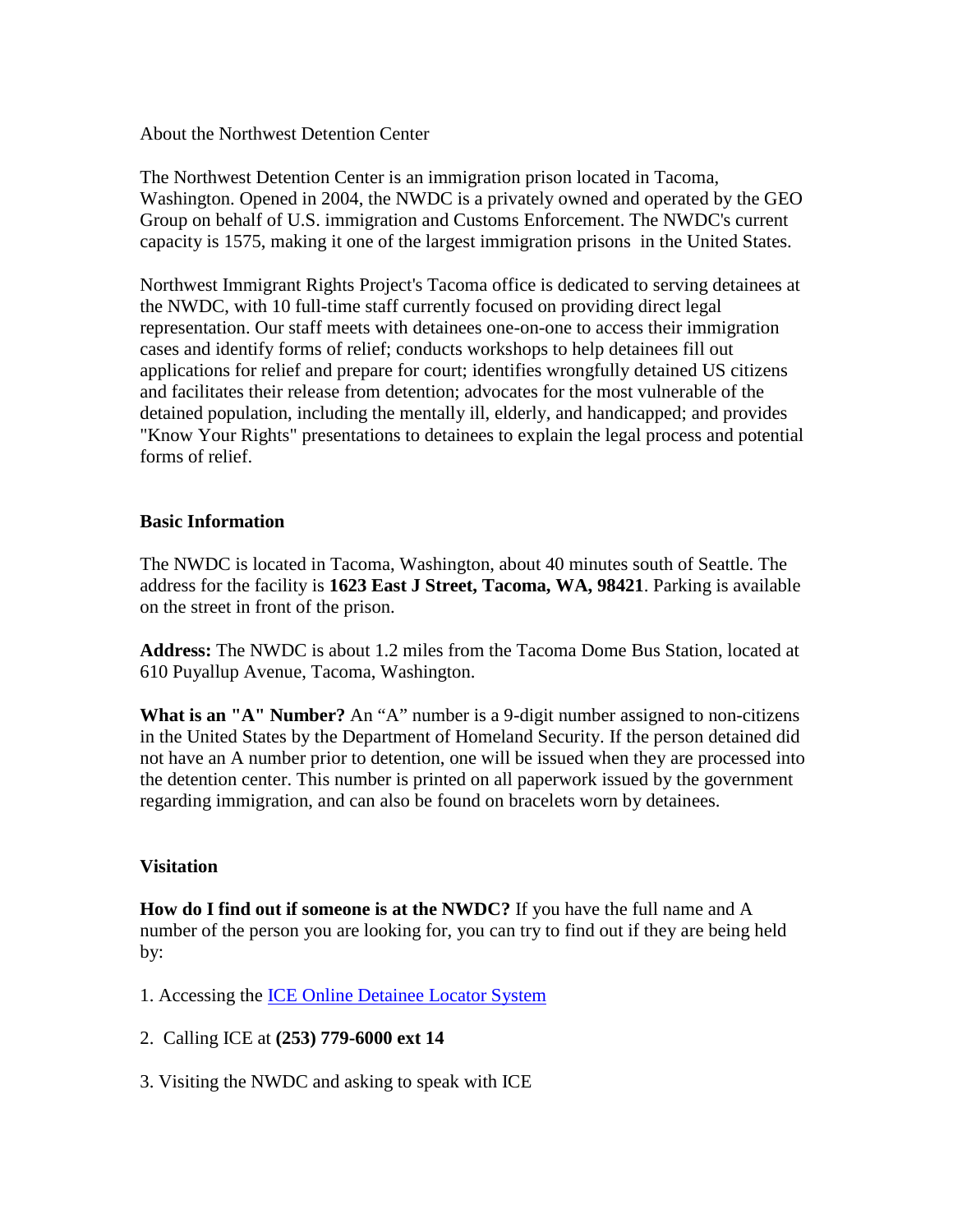About the Northwest Detention Center

The Northwest Detention Center is an immigration prison located in Tacoma, Washington. Opened in 2004, the NWDC is a privately owned and operated by the GEO Group on behalf of U.S. immigration and Customs Enforcement. The NWDC's current capacity is 1575, making it one of the largest immigration prisons in the United States.

Northwest Immigrant Rights Project's Tacoma office is dedicated to serving detainees at the NWDC, with 10 full-time staff currently focused on providing direct legal representation. Our staff meets with detainees one-on-one to access their immigration cases and identify forms of relief; conducts workshops to help detainees fill out applications for relief and prepare for court; identifies wrongfully detained US citizens and facilitates their release from detention; advocates for the most vulnerable of the detained population, including the mentally ill, elderly, and handicapped; and provides "Know Your Rights" presentations to detainees to explain the legal process and potential forms of relief.

**Basic Information**

The NWDC is located in Tacoma, Washington, about 40 minutes south of Seattle. The address for the facility is **1623 East J Street, Tacoma, WA, 98421**. Parking is available on the street in front of the prison.

**Address:** The NWDC is about 1.2 miles from the Tacoma Dome Bus Station, located at 610 Puyallup Avenue, Tacoma, Washington.

**What is an "A" Number?** An "A" number is a 9-digit number assigned to non-citizens in the United States by the Department of Homeland Security. If the person detained did not have an A number prior to detention, one will be issued when they are processed into the detention center. This number is printed on all paperwork issued by the government regarding immigration, and can also be found on bracelets worn by detainees.

**Visitation**

**How do I find out if someone is at the NWDC?** If you have the full name and A number of the person you are looking for, you can try to find out if they are being held by:

1. Accessing the ICE Online Detainee Locator System

2. Calling ICE at **(253) 779-6000 ext 14**

3. Visiting the NWDC and asking to speak with ICE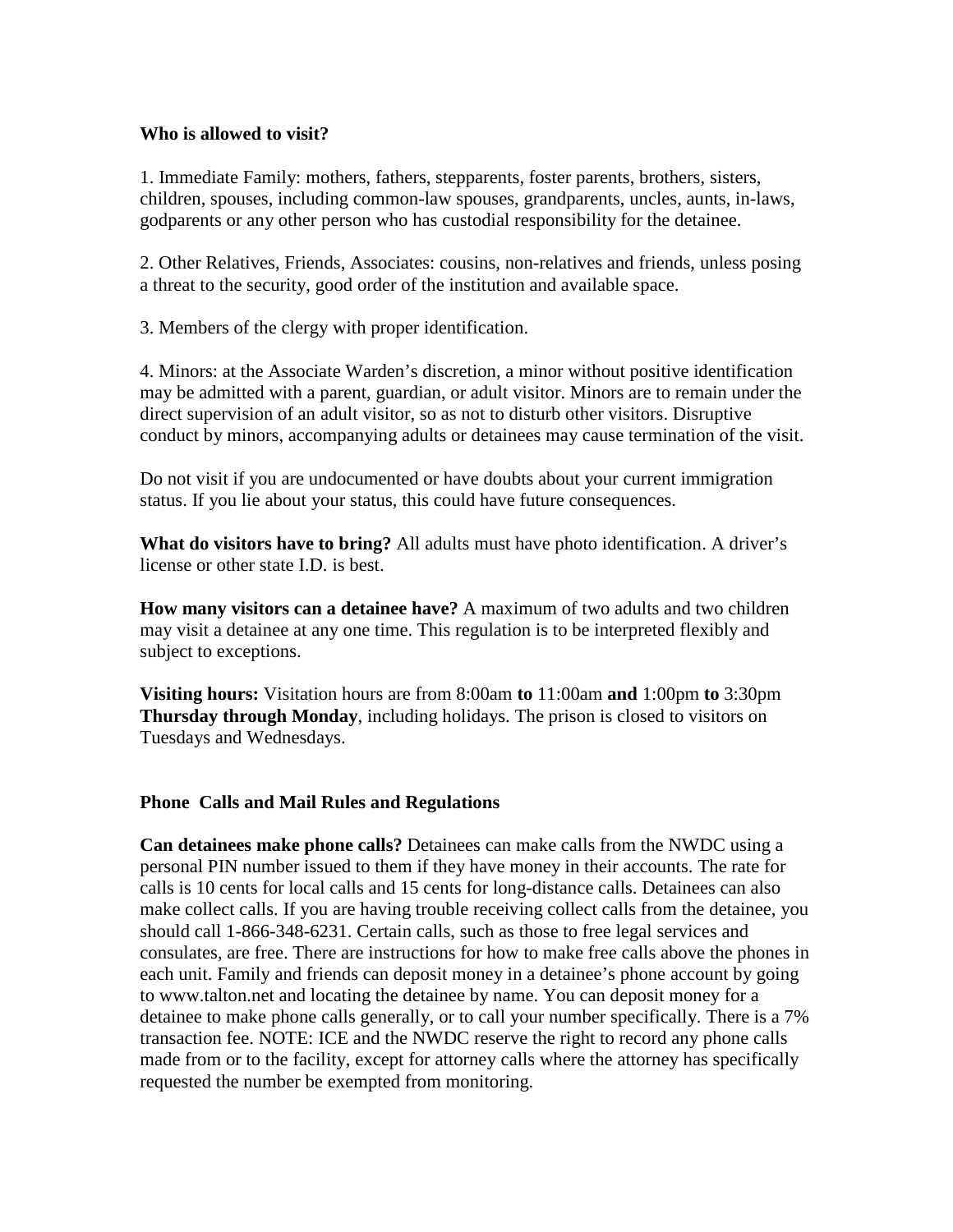**Who is allowed to visit?**

1. Immediate Family: mothers, fathers, stepparents, foster parents, brothers, sisters, children, spouses, including common-law spouses, grandparents, uncles, aunts, in-laws, godparents or any other person who has custodial responsibility for the detainee.

2. Other Relatives, Friends, Associates: cousins, non-relatives and friends, unless posing a threat to the security, good order of the institution and available space.

3. Members of the clergy with proper identification.

4. Minors: at the Associate Warden's discretion, a minor without positive identification may be admitted with a parent, guardian, or adult visitor. Minors are to remain under the direct supervision of an adult visitor, so as not to disturb other visitors. Disruptive conduct by minors, accompanying adults or detainees may cause termination of the visit.

Do not visit if you are undocumented or have doubts about your current immigration status. If you lie about your status, this could have future consequences.

**What do visitors have to bring?** All adults must have photo identification. A driver's license or other state I.D. is best.

**How many visitors can a detainee have?** A maximum of two adults and two children may visit a detainee at any one time. This regulation is to be interpreted flexibly and subject to exceptions.

**Visiting hours:** Visitation hours are from 8:00am **to** 11:00am **and** 1:00pm **to** 3:30pm **Thursday through Monday**, including holidays. The prison is closed to visitors on Tuesdays and Wednesdays.

**Phone Calls and Mail Rules and Regulations**

**Can detainees make phone calls?** Detainees can make calls from the NWDC using a personal PIN number issued to them if they have money in their accounts. The rate for calls is 10 cents for local calls and 15 cents for long-distance calls. Detainees can also make collect calls. If you are having trouble receiving collect calls from the detainee, you should call 1-866-348-6231. Certain calls, such as those to free legal services and consulates, are free. There are instructions for how to make free calls above the phones in each unit. Family and friends can deposit money in a detainee's phone account by going to www.talton.net and locating the detainee by name. You can deposit money for a detainee to make phone calls generally, or to call your number specifically. There is a 7% transaction fee. NOTE: ICE and the NWDC reserve the right to record any phone calls made from or to the facility, except for attorney calls where the attorney has specifically requested the number be exempted from monitoring.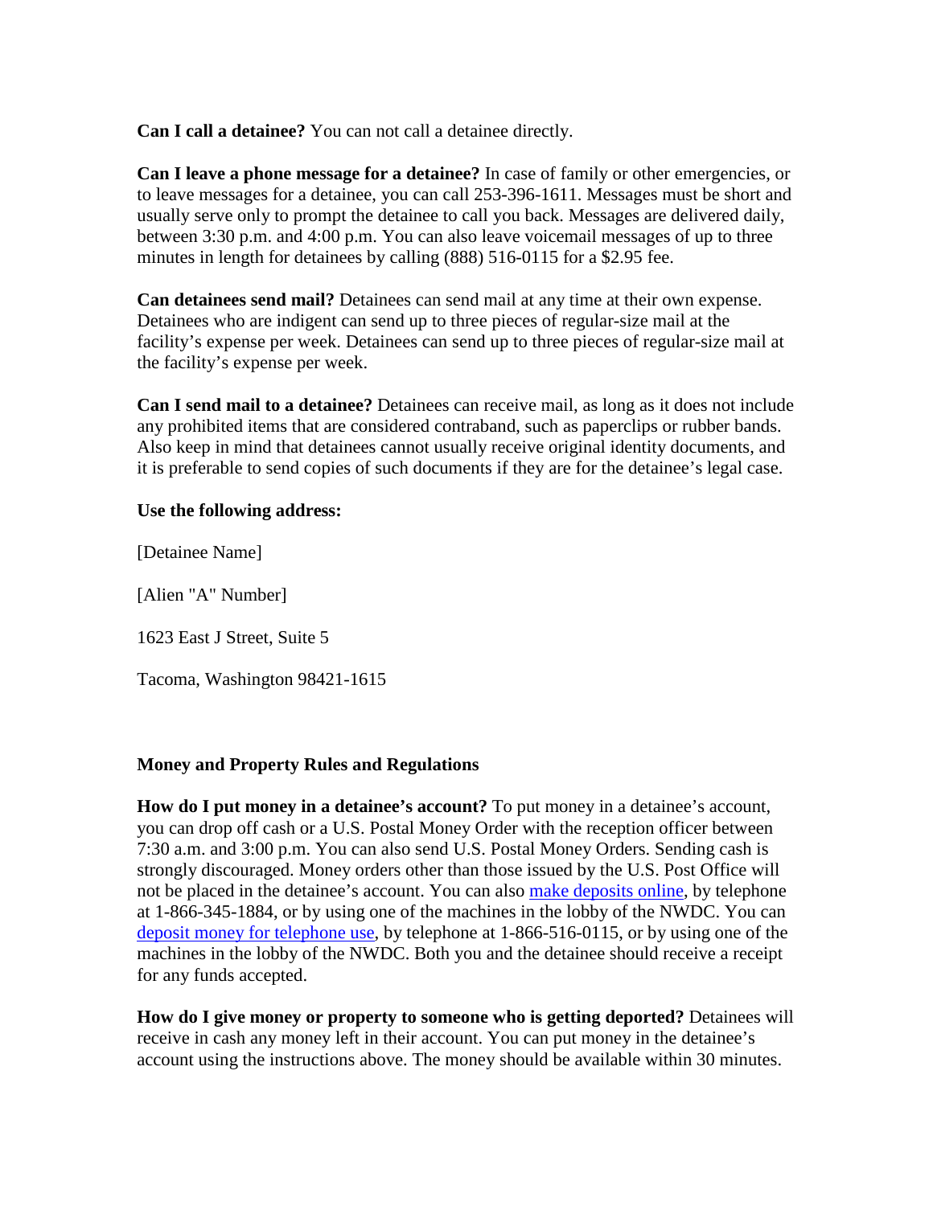**Can I call a detainee?** You can not call a detainee directly.

**Can I leave a phone message for a detainee?** In case of family or other emergencies, or to leave messages for a detainee, you can call 253-396-1611. Messages must be short and usually serve only to prompt the detainee to call you back. Messages are delivered daily, between 3:30 p.m. and 4:00 p.m. You can also leave voicemail messages of up to three minutes in length for detainees by calling (888) 516-0115 for a $2.95 fee.

**Can detainees send mail?** Detainees can send mail at any time at their own expense. Detainees who are indigent can send up to three pieces of regular-size mail at the facility's expense per week. Detainees can send up to three pieces of regular-size mail at the facility's expense per week.

**Can I send mail to a detainee?** Detainees can receive mail, as long as it does not include any prohibited items that are considered contraband, such as paperclips or rubber bands. Also keep in mind that detainees cannot usually receive original identity documents, and it is preferable to send copies of such documents if they are for the detainee's legal case.

**Use the following address:**

[Detainee Name]

[Alien "A" Number]

1623 East J Street, Suite 5

Tacoma, Washington 98421-1615

**Money and Property Rules and Regulations**

**How do I put money in a detainee's account?** To put money in a detainee's account, you can drop off cash or a U.S. Postal Money Order with the reception officer between 7:30 a.m. and 3:00 p.m. You can also send U.S. Postal Money Orders. Sending cash is strongly discouraged. Money orders other than those issued by the U.S. Post Office will not be placed in the detainee's account. You can also make deposits online, by telephone at 1-866-345-1884, or by using one of the machines in the lobby of the NWDC. You can deposit money for telephone use, by telephone at 1-866-516-0115, or by using one of the machines in the lobby of the NWDC. Both you and the detainee should receive a receipt for any funds accepted.

**How do I give money or property to someone who is getting deported?** Detainees will receive in cash any money left in their account. You can put money in the detainee's account using the instructions above. The money should be available within 30 minutes.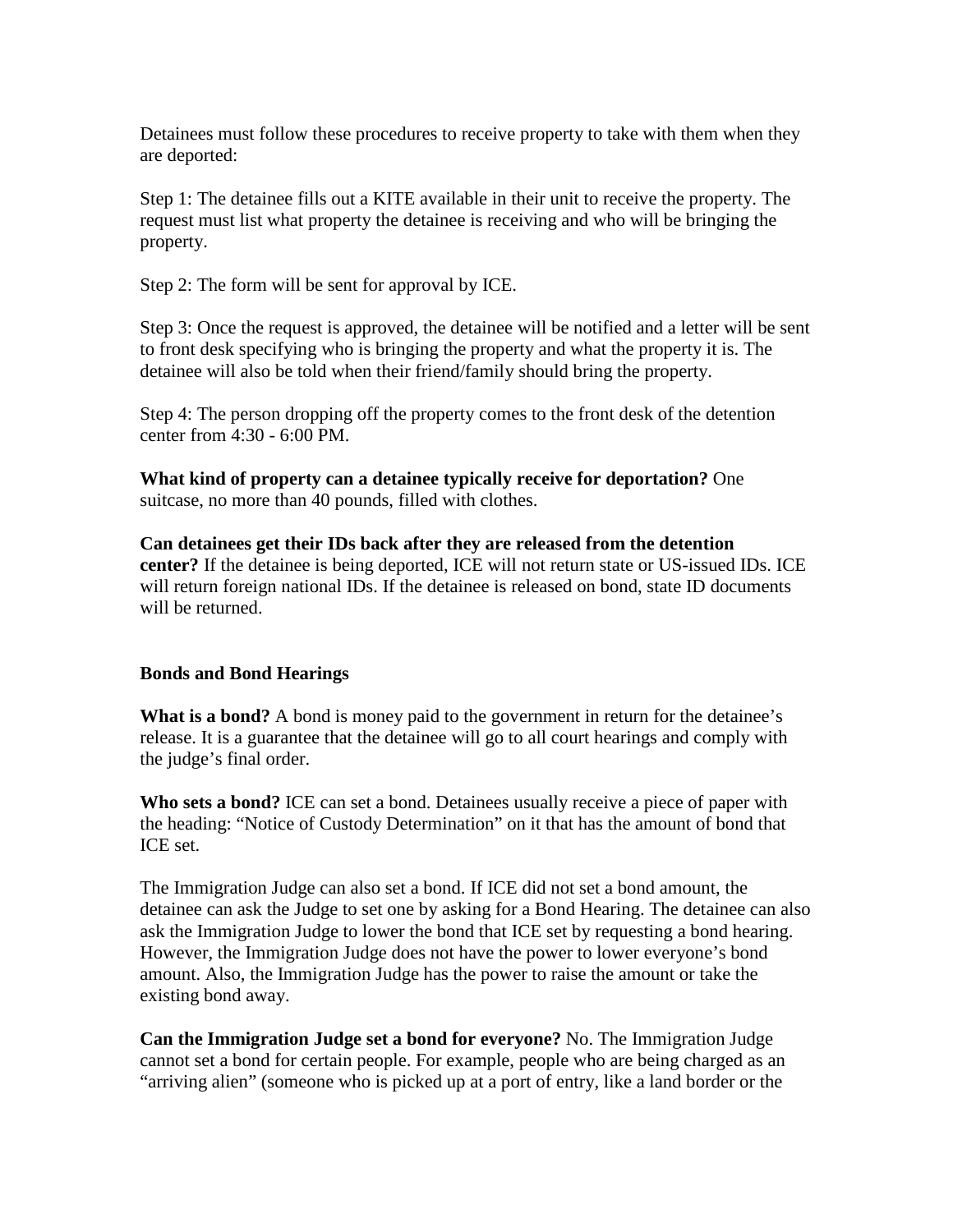Detainees must follow these procedures to receive property to take with them when they are deported:

Step 1: The detainee fills out a KITE available in their unit to receive the property. The request must list what property the detainee is receiving and who will be bringing the property.

Step 2: The form will be sent for approval by ICE.

Step 3: Once the request is approved, the detainee will be notified and a letter will be sent to front desk specifying who is bringing the property and what the property it is. The detainee will also be told when their friend/family should bring the property.

Step 4: The person dropping off the property comes to the front desk of the detention center from 4:30 - 6:00 PM.

**What kind of property can a detainee typically receive for deportation?** One suitcase, no more than 40 pounds, filled with clothes.

**Can detainees get their IDs back after they are released from the detention center?** If the detainee is being deported, ICE will not return state or US-issued IDs. ICE will return foreign national IDs. If the detainee is released on bond, state ID documents will be returned.

## Bonds and Bond Hearings

**What is a bond?** A bond is money paid to the government in return for the detainee's release. It is a guarantee that the detainee will go to all court hearings and comply with the judge's final order.

**Who sets a bond?** ICE can set a bond. Detainees usually receive a piece of paper with the heading: "Notice of Custody Determination" on it that has the amount of bond that ICE set.

The Immigration Judge can also set a bond. If ICE did not set a bond amount, the detainee can ask the Judge to set one by asking for a Bond Hearing. The detainee can also ask the Immigration Judge to lower the bond that ICE set by requesting a bond hearing. However, the Immigration Judge does not have the power to lower everyone's bond amount. Also, the Immigration Judge has the power to raise the amount or take the existing bond away.

**Can the Immigration Judge set a bond for everyone?** No. The Immigration Judge cannot set a bond for certain people. For example, people who are being charged as an "arriving alien" (someone who is picked up at a port of entry, like a land border or the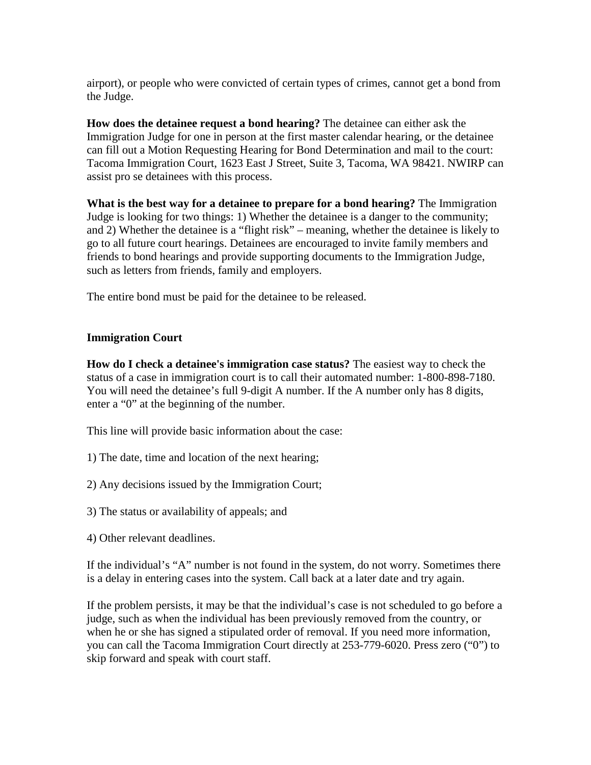airport), or people who were convicted of certain types of crimes, cannot get a bond from the Judge.

**How does the detainee request a bond hearing?** The detainee can either ask the Immigration Judge for one in person at the first master calendar hearing, or the detainee can fill out a Motion Requesting Hearing for Bond Determination and mail to the court: Tacoma Immigration Court, 1623 East J Street, Suite 3, Tacoma, WA 98421. NWIRP can assist pro se detainees with this process.

**What is the best way for a detainee to prepare for a bond hearing?** The Immigration Judge is looking for two things: 1) Whether the detainee is a danger to the community; and 2) Whether the detainee is a "flight risk" – meaning, whether the detainee is likely to go to all future court hearings. Detainees are encouraged to invite family members and friends to bond hearings and provide supporting documents to the Immigration Judge, such as letters from friends, family and employers.

The entire bond must be paid for the detainee to be released.

## Immigration Court

**How do I check a detainee's immigration case status?** The easiest way to check the status of a case in immigration court is to call their automated number: 1-800-898-7180. You will need the detainee's full 9-digit A number. If the A number only has 8 digits, enter a "0" at the beginning of the number.

This line will provide basic information about the case:

1) The date, time and location of the next hearing;

2) Any decisions issued by the Immigration Court;

3) The status or availability of appeals; and

4) Other relevant deadlines.

If the individual's "A" number is not found in the system, do not worry. Sometimes there is a delay in entering cases into the system. Call back at a later date and try again.

If the problem persists, it may be that the individual's case is not scheduled to go before a judge, such as when the individual has been previously removed from the country, or when he or she has signed a stipulated order of removal. If you need more information, you can call the Tacoma Immigration Court directly at 253-779-6020. Press zero ("0") to skip forward and speak with court staff.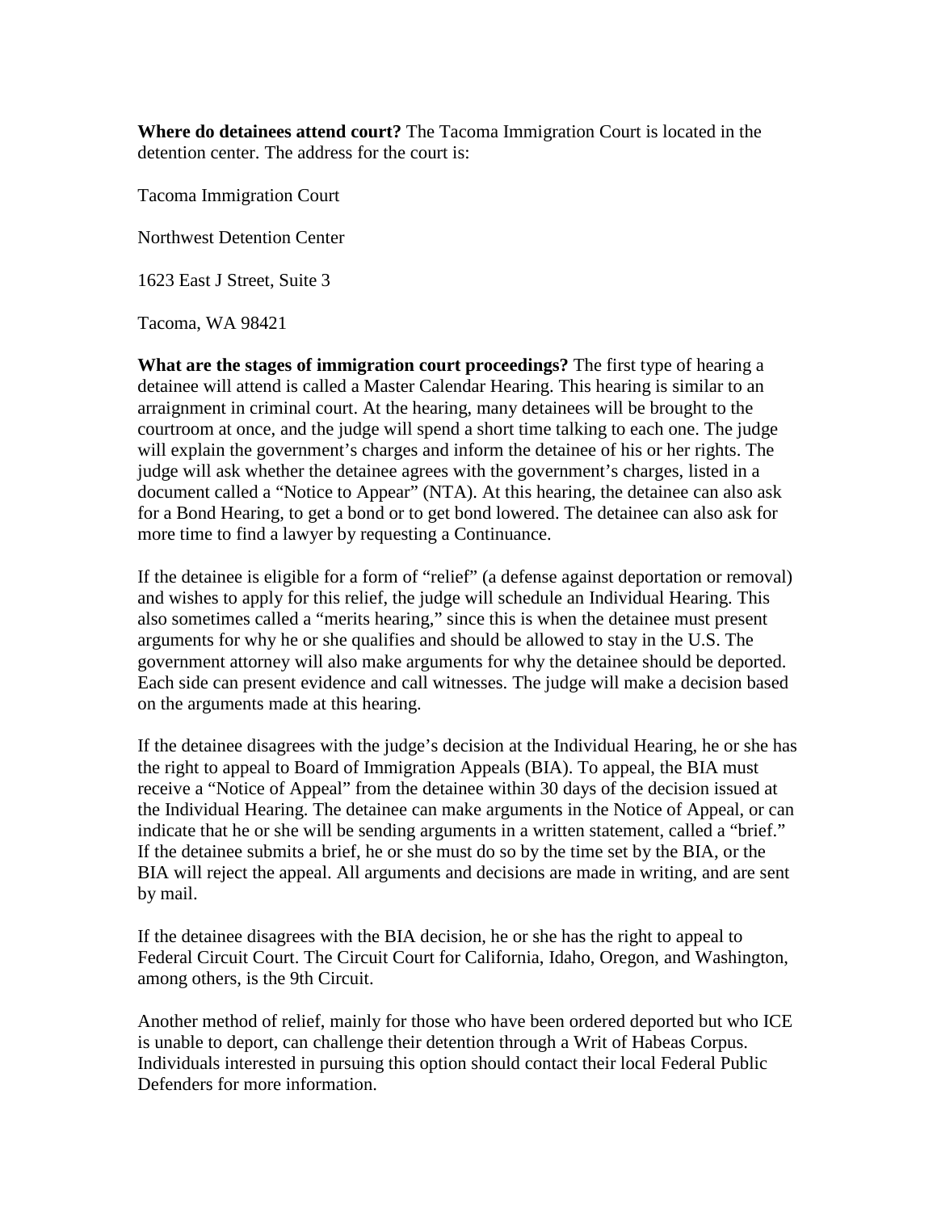**Where do detainees attend court?** The Tacoma Immigration Court is located in the detention center. The address for the court is:

Tacoma Immigration Court

Northwest Detention Center

1623 East J Street, Suite 3

Tacoma, WA 98421

**What are the stages of immigration court proceedings?** The first type of hearing a detainee will attend is called a Master Calendar Hearing. This hearing is similar to an arraignment in criminal court. At the hearing, many detainees will be brought to the courtroom at once, and the judge will spend a short time talking to each one. The judge will explain the government's charges and inform the detainee of his or her rights. The judge will ask whether the detainee agrees with the government's charges, listed in a document called a "Notice to Appear" (NTA). At this hearing, the detainee can also ask for a Bond Hearing, to get a bond or to get bond lowered. The detainee can also ask for more time to find a lawyer by requesting a Continuance.

If the detainee is eligible for a form of "relief" (a defense against deportation or removal) and wishes to apply for this relief, the judge will schedule an Individual Hearing. This also sometimes called a "merits hearing," since this is when the detainee must present arguments for why he or she qualifies and should be allowed to stay in the U.S. The government attorney will also make arguments for why the detainee should be deported. Each side can present evidence and call witnesses. The judge will make a decision based on the arguments made at this hearing.

If the detainee disagrees with the judge's decision at the Individual Hearing, he or she has the right to appeal to Board of Immigration Appeals (BIA). To appeal, the BIA must receive a "Notice of Appeal" from the detainee within 30 days of the decision issued at the Individual Hearing. The detainee can make arguments in the Notice of Appeal, or can indicate that he or she will be sending arguments in a written statement, called a "brief." If the detainee submits a brief, he or she must do so by the time set by the BIA, or the BIA will reject the appeal. All arguments and decisions are made in writing, and are sent by mail.

If the detainee disagrees with the BIA decision, he or she has the right to appeal to Federal Circuit Court. The Circuit Court for California, Idaho, Oregon, and Washington, among others, is the 9th Circuit.

Another method of relief, mainly for those who have been ordered deported but who ICE is unable to deport, can challenge their detention through a Writ of Habeas Corpus. Individuals interested in pursuing this option should contact their local Federal Public Defenders for more information.